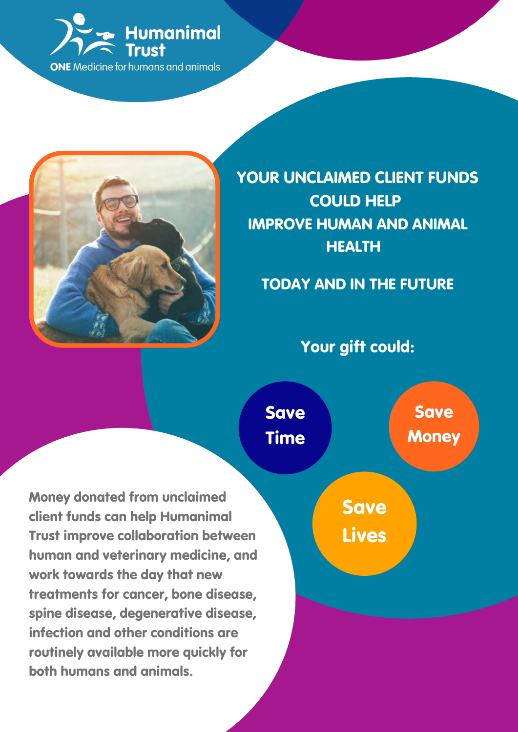**Humanimal Trust**

**ONE** Medicine for humans and animals

# YOUR UNCLAIMED CLIENT FUNDS COULD HELP IMPROVE HUMAN AND ANIMAL HEALTH

## TODAY AND IN THE FUTURE

### Your gift could:

- **Save Time**
- **Save Money**
- **Save Lives**

**Money donated from unclaimed client funds can help Humanimal Trust improve collaboration between human and veterinary medicine, and work towards the day that new treatments for cancer, bone disease, spine disease, degenerative disease, infection and other conditions are routinely available more quickly for both humans and animals.**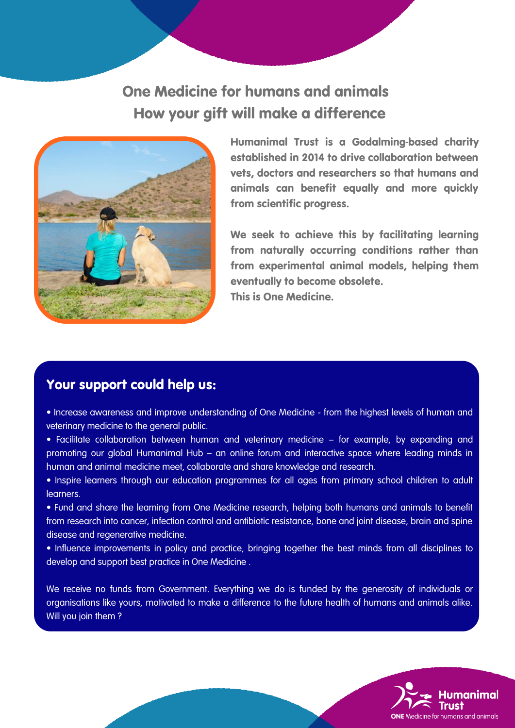# One Medicine for humans and animals
# How your gift will make a difference

**Humanimal Trust is a Godalming-based charity established in 2014 to drive collaboration between vets, doctors and researchers so that humans and animals can benefit equally and more quickly from scientific progress.**

**We seek to achieve this by facilitating learning from naturally occurring conditions rather than from experimental animal models, helping them eventually to become obsolete.**
**This is One Medicine.**

## Your support could help us:

- Increase awareness and improve understanding of One Medicine - from the highest levels of human and veterinary medicine to the general public.
- Facilitate collaboration between human and veterinary medicine – for example, by expanding and promoting our global Humanimal Hub – an online forum and interactive space where leading minds in human and animal medicine meet, collaborate and share knowledge and research.
- Inspire learners through our education programmes for all ages from primary school children to adult learners.
- Fund and share the learning from One Medicine research, helping both humans and animals to benefit from research into cancer, infection control and antibiotic resistance, bone and joint disease, brain and spine disease and regenerative medicine.
- Influence improvements in policy and practice, bringing together the best minds from all disciplines to develop and support best practice in One Medicine .

We receive no funds from Government. Everything we do is funded by the generosity of individuals or organisations like yours, motivated to make a difference to the future health of humans and animals alike. Will you join them ?

Humanimal Trust
**ONE** Medicine for humans and animals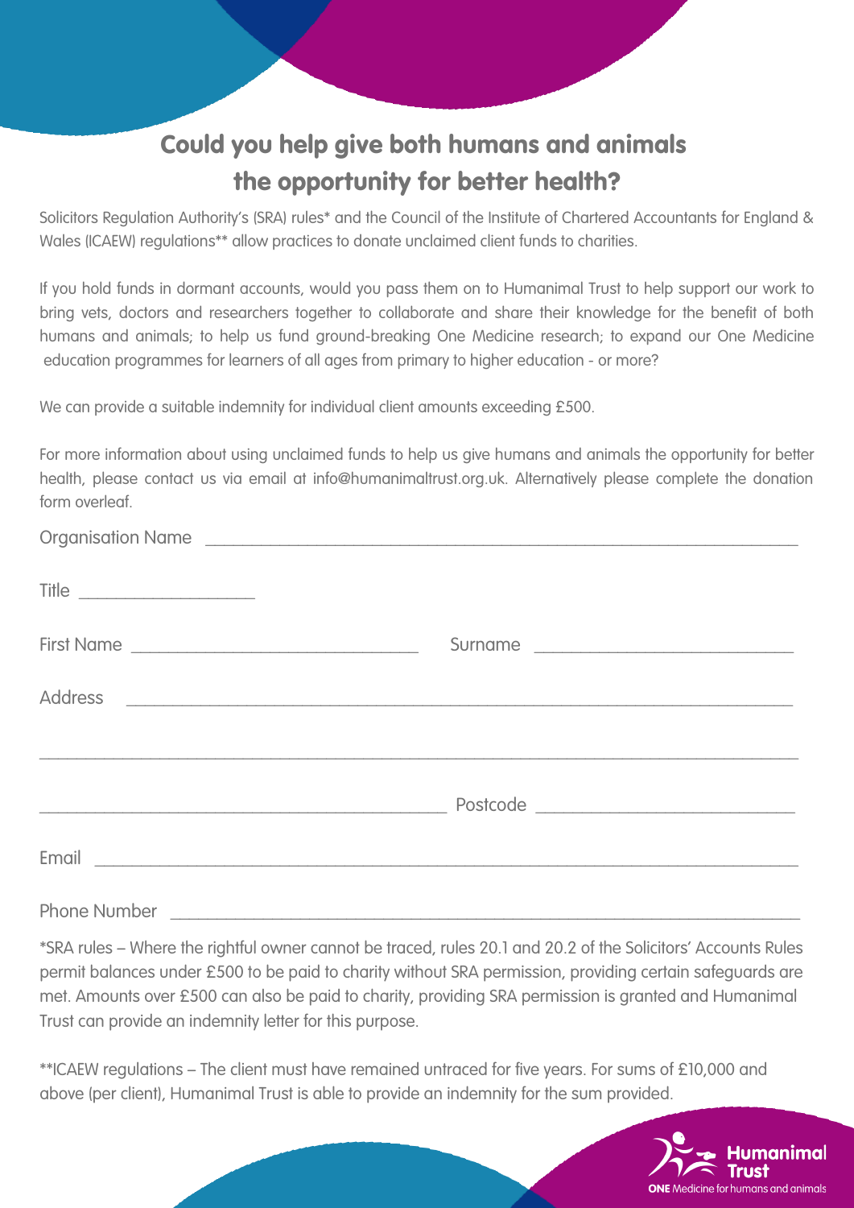# Could you help give both humans and animals the opportunity for better health?

Solicitors Regulation Authority's (SRA) rules* and the Council of the Institute of Chartered Accountants for England & Wales (ICAEW) regulations** allow practices to donate unclaimed client funds to charities.

If you hold funds in dormant accounts, would you pass them on to Humanimal Trust to help support our work to bring vets, doctors and researchers together to collaborate and share their knowledge for the benefit of both humans and animals; to help us fund ground-breaking One Medicine research; to expand our One Medicine education programmes for learners of all ages from primary to higher education - or more?

We can provide a suitable indemnity for individual client amounts exceeding £500.

For more information about using unclaimed funds to help us give humans and animals the opportunity for better health, please contact us via email at info@humanimaltrust.org.uk. Alternatively please complete the donation form overleaf.

Organisation Name ______________________________

Title ______________

First Name ______________________ Surname ______________________

Address ______________________________

______________________________

______________________ Postcode ______________________

Email ______________________________

Phone Number ______________________________

*SRA rules – Where the rightful owner cannot be traced, rules 20.1 and 20.2 of the Solicitors' Accounts Rules permit balances under £500 to be paid to charity without SRA permission, providing certain safeguards are met. Amounts over £500 can also be paid to charity, providing SRA permission is granted and Humanimal Trust can provide an indemnity letter for this purpose.

**ICAEW regulations – The client must have remained untraced for five years. For sums of £10,000 and above (per client), Humanimal Trust is able to provide an indemnity for the sum provided.

Humanimal Trust
ONE Medicine for humans and animals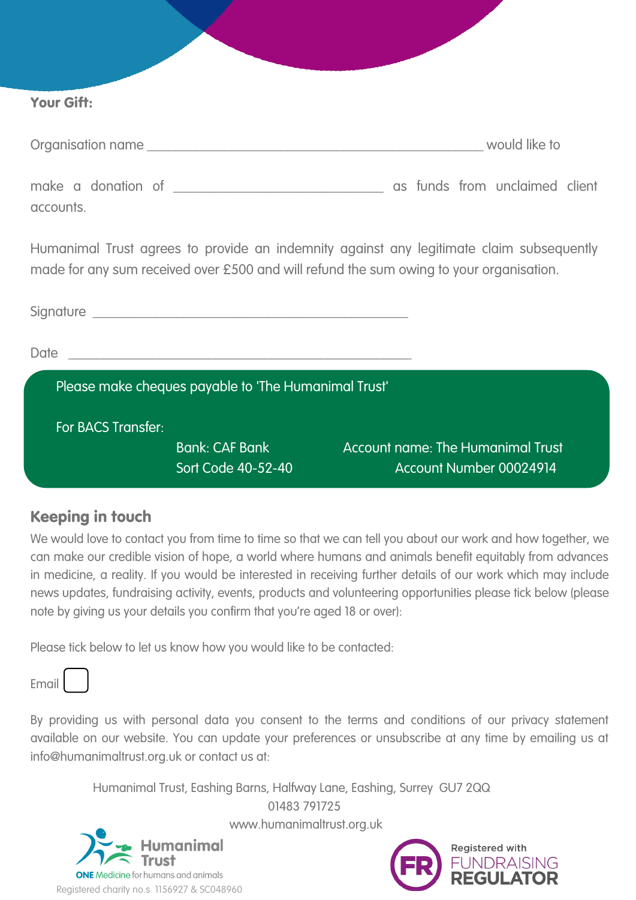**Your Gift:**

Organisation name ______________________________________________ would like to

make a donation of __________________________ as funds from unclaimed client accounts.

Humanimal Trust agrees to provide an indemnity against any legitimate claim subsequently made for any sum received over £500 and will refund the sum owing to your organisation.

Signature ____________________________________________

Date ______________________________________________

Please make cheques payable to 'The Humanimal Trust'

For BACS Transfer:

Bank: CAF Bank
Sort Code 40-52-40

Account name: The Humanimal Trust
Account Number 00024914

## Keeping in touch

We would love to contact you from time to time so that we can tell you about our work and how together, we can make our credible vision of hope, a world where humans and animals benefit equitably from advances in medicine, a reality. If you would be interested in receiving further details of our work which may include news updates, fundraising activity, events, products and volunteering opportunities please tick below (please note by giving us your details you confirm that you're aged 18 or over):

Please tick below to let us know how you would like to be contacted:

Email ☐

By providing us with personal data you consent to the terms and conditions of our privacy statement available on our website. You can update your preferences or unsubscribe at any time by emailing us at info@humanimaltrust.org.uk or contact us at:

Humanimal Trust, Eashing Barns, Halfway Lane, Eashing, Surrey GU7 2QQ
01483 791725
www.humanimaltrust.org.uk

Humanimal Trust
ONE Medicine for humans and animals
Registered charity no.s 1156927 & SC048960

Registered with FUNDRAISING REGULATOR